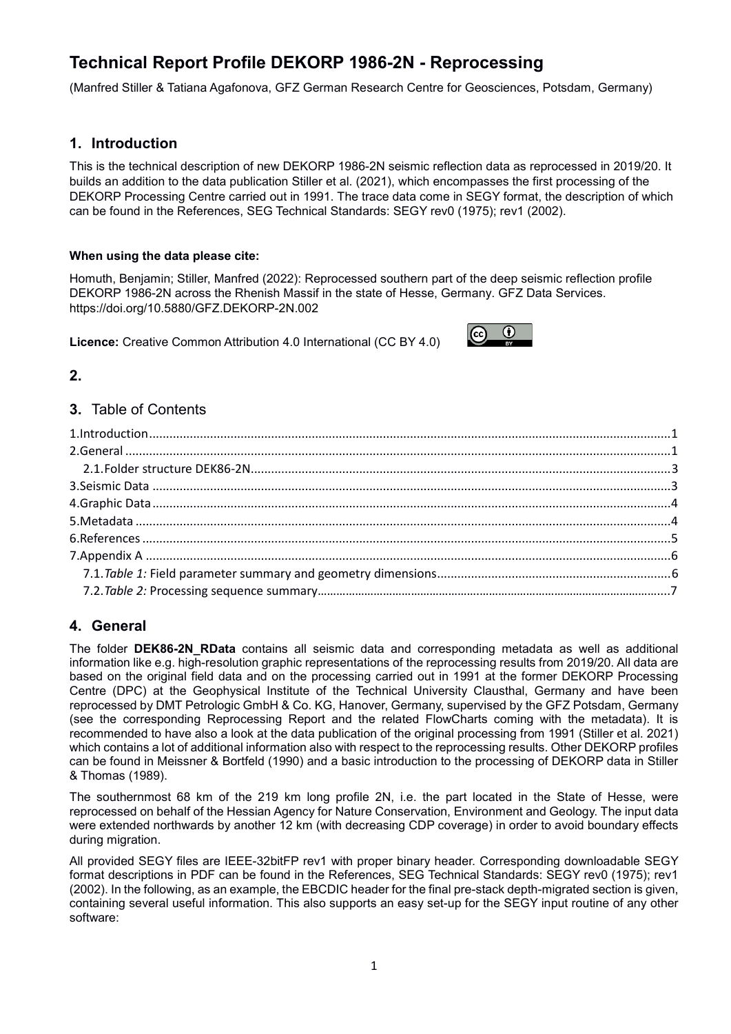# Technical Report Profile DEKORP 1986-2N - Reprocessing

(Manfred Stiller & Tatiana Agafonova, GFZ German Research Centre for Geosciences, Potsdam, Germany)

## 1. Introduction

This is the technical description of new DEKORP 1986-2N seismic reflection data as reprocessed in 2019/20. It builds an addition to the data publication Stiller et al. (2021), which encompasses the first processing of the DEKORP Processing Centre carried out in 1991. The trace data come in SEGY format, the description of which can be found in the References, SEG Technical Standards: SEGY rev0 (1975); rev1 (2002).

**When using the data please cite:**

Homuth, Benjamin; Stiller, Manfred (2022): Reprocessed southern part of the deep seismic reflection profile DEKORP 1986-2N across the Rhenish Massif in the state of Hesse, Germany. GFZ Data Services. https://doi.org/10.5880/GFZ.DEKORP-2N.002

**Licence:** Creative Common Attribution 4.0 International (CC BY 4.0)

## 2.

## 3. Table of Contents

1.Introduction ........ 1
2.General ........ 1
 2.1.Folder structure DEK86-2N ........ 3
3.Seismic Data ........ 3
4.Graphic Data ........ 4
5.Metadata ........ 4
6.References ........ 5
7.Appendix A ........ 6
 7.1.*Table 1:* Field parameter summary and geometry dimensions ........ 6
 7.2.*Table 2:* Processing sequence summary ........ 7

## 4. General

The folder **DEK86-2N_RData** contains all seismic data and corresponding metadata as well as additional information like e.g. high-resolution graphic representations of the reprocessing results from 2019/20. All data are based on the original field data and on the processing carried out in 1991 at the former DEKORP Processing Centre (DPC) at the Geophysical Institute of the Technical University Clausthal, Germany and have been reprocessed by DMT Petrologic GmbH & Co. KG, Hanover, Germany, supervised by the GFZ Potsdam, Germany (see the corresponding Reprocessing Report and the related FlowCharts coming with the metadata). It is recommended to have also a look at the data publication of the original processing from 1991 (Stiller et al. 2021) which contains a lot of additional information also with respect to the reprocessing results. Other DEKORP profiles can be found in Meissner & Bortfeld (1990) and a basic introduction to the processing of DEKORP data in Stiller & Thomas (1989).

The southernmost 68 km of the 219 km long profile 2N, i.e. the part located in the State of Hesse, were reprocessed on behalf of the Hessian Agency for Nature Conservation, Environment and Geology. The input data were extended northwards by another 12 km (with decreasing CDP coverage) in order to avoid boundary effects during migration.

All provided SEGY files are IEEE-32bitFP rev1 with proper binary header. Corresponding downloadable SEGY format descriptions in PDF can be found in the References, SEG Technical Standards: SEGY rev0 (1975); rev1 (2002). In the following, as an example, the EBCDIC header for the final pre-stack depth-migrated section is given, containing several useful information. This also supports an easy set-up for the SEGY input routine of any other software: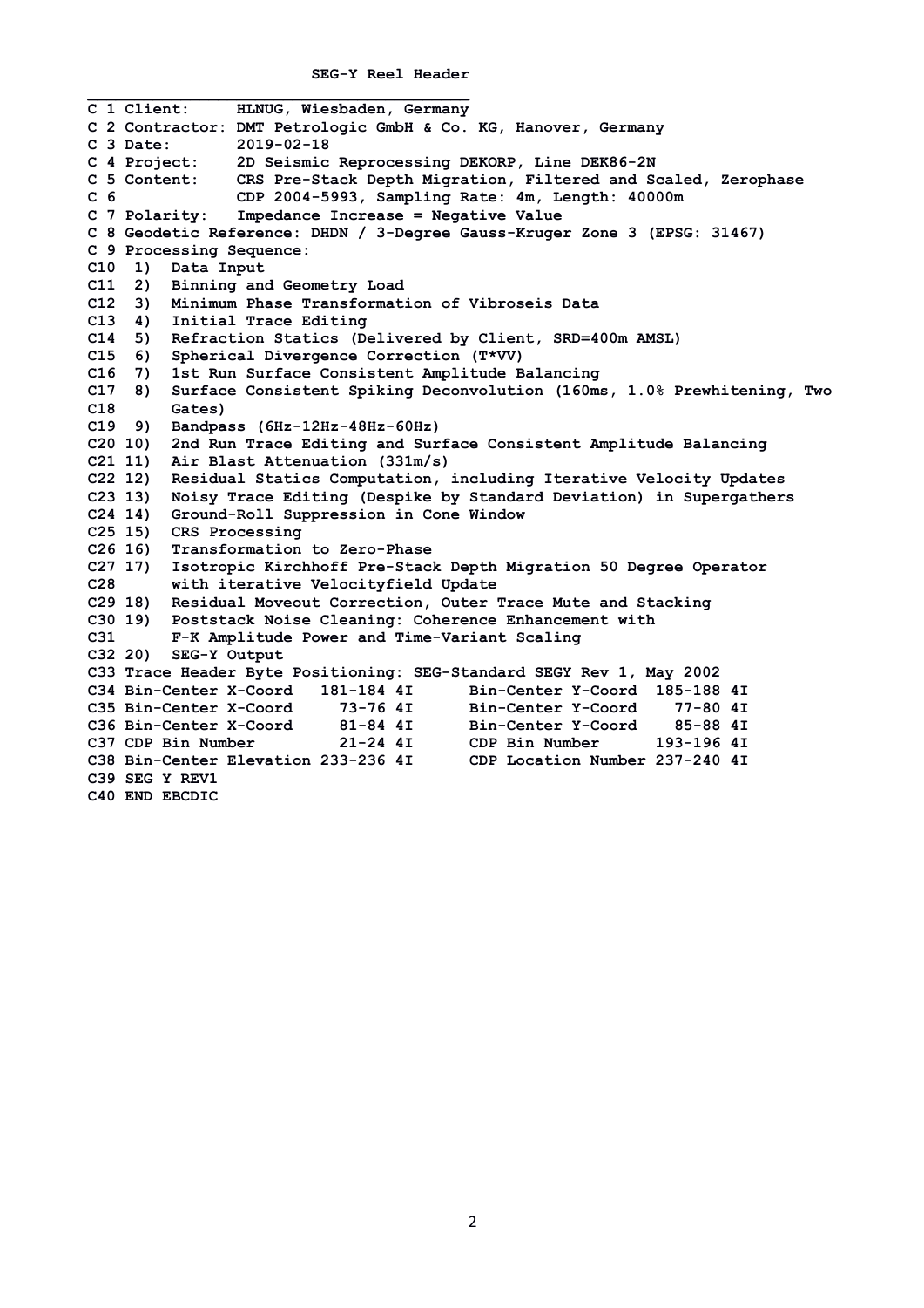**SEG-Y Reel Header**

```
C 1 Client:     HLNUG, Wiesbaden, Germany
C 2 Contractor: DMT Petrologic GmbH & Co. KG, Hanover, Germany
C 3 Date:       2019-02-18
C 4 Project:    2D Seismic Reprocessing DEKORP, Line DEK86-2N
C 5 Content:    CRS Pre-Stack Depth Migration, Filtered and Scaled, Zerophase
C 6             CDP 2004-5993, Sampling Rate: 4m, Length: 40000m
C 7 Polarity:   Impedance Increase = Negative Value
C 8 Geodetic Reference: DHDN / 3-Degree Gauss-Kruger Zone 3 (EPSG: 31467)
C 9 Processing Sequence:
C10  1)  Data Input
C11  2)  Binning and Geometry Load
C12  3)  Minimum Phase Transformation of Vibroseis Data
C13  4)  Initial Trace Editing
C14  5)  Refraction Statics (Delivered by Client, SRD=400m AMSL)
C15  6)  Spherical Divergence Correction (T*VV)
C16  7)  1st Run Surface Consistent Amplitude Balancing
C17  8)  Surface Consistent Spiking Deconvolution (160ms, 1.0% Prewhitening, Two
C18      Gates)
C19  9)  Bandpass (6Hz-12Hz-48Hz-60Hz)
C20 10)  2nd Run Trace Editing and Surface Consistent Amplitude Balancing
C21 11)  Air Blast Attenuation (331m/s)
C22 12)  Residual Statics Computation, including Iterative Velocity Updates
C23 13)  Noisy Trace Editing (Despike by Standard Deviation) in Supergathers
C24 14)  Ground-Roll Suppression in Cone Window
C25 15)  CRS Processing
C26 16)  Transformation to Zero-Phase
C27 17)  Isotropic Kirchhoff Pre-Stack Depth Migration 50 Degree Operator
C28      with iterative Velocityfield Update
C29 18)  Residual Moveout Correction, Outer Trace Mute and Stacking
C30 19)  Poststack Noise Cleaning: Coherence Enhancement with
C31      F-K Amplitude Power and Time-Variant Scaling
C32 20)  SEG-Y Output
C33 Trace Header Byte Positioning: SEG-Standard SEGY Rev 1, May 2002
C34 Bin-Center X-Coord   181-184 4I      Bin-Center Y-Coord  185-188 4I
C35 Bin-Center X-Coord     73-76 4I      Bin-Center Y-Coord    77-80 4I
C36 Bin-Center X-Coord     81-84 4I      Bin-Center Y-Coord    85-88 4I
C37 CDP Bin Number         21-24 4I      CDP Bin Number      193-196 4I
C38 Bin-Center Elevation 233-236 4I      CDP Location Number 237-240 4I
C39 SEG Y REV1
C40 END EBCDIC
```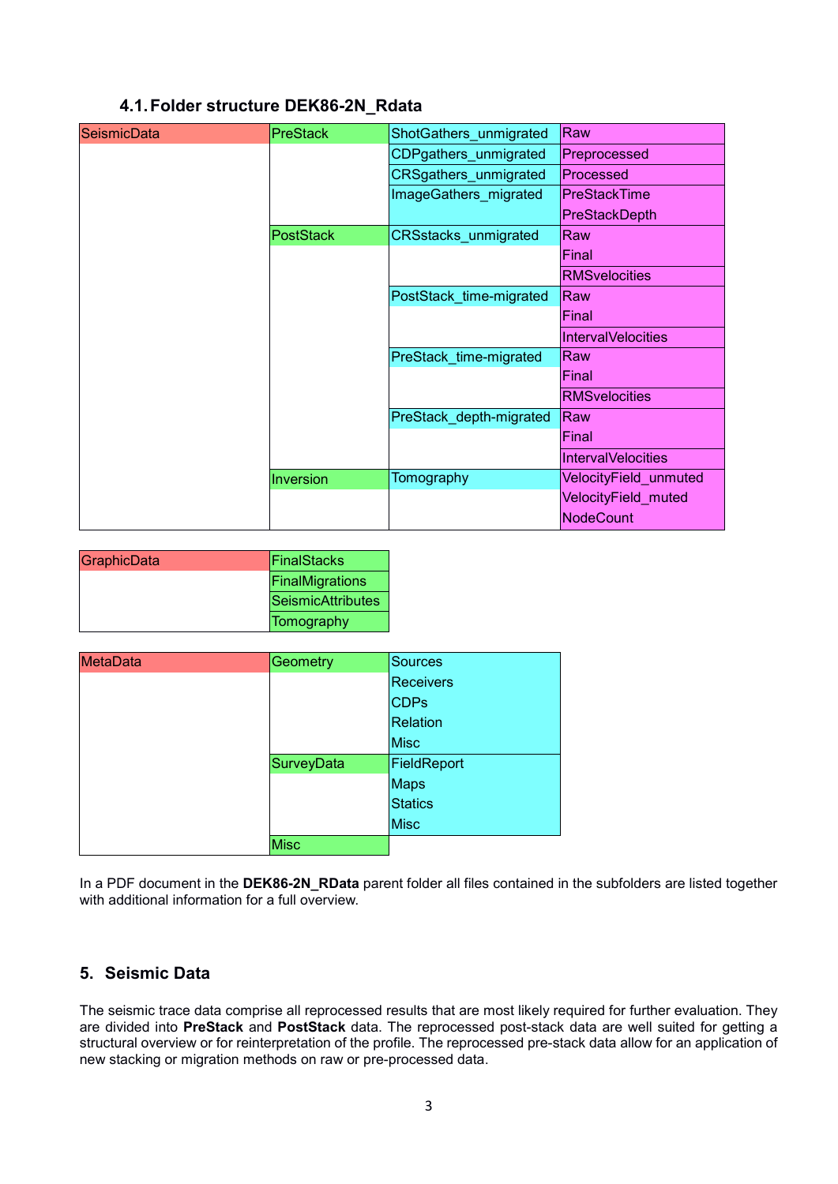### 4.1. Folder structure DEK86-2N_Rdata

| SeismicData | PreStack | ShotGathers_unmigrated | Raw |
|---|---|---|---|
| | | CDPgathers_unmigrated | Preprocessed |
| | | CRSgathers_unmigrated | Processed |
| | | ImageGathers_migrated | PreStackTime |
| | | | PreStackDepth |
| | PostStack | CRSstacks_unmigrated | Raw |
| | | | Final |
| | | | RMSvelocities |
| | | PostStack_time-migrated | Raw |
| | | | Final |
| | | | IntervalVelocities |
| | | PreStack_time-migrated | Raw |
| | | | Final |
| | | | RMSvelocities |
| | | PreStack_depth-migrated | Raw |
| | | | Final |
| | | | IntervalVelocities |
| | Inversion | Tomography | VelocityField_unmuted |
| | | | VelocityField_muted |
| | | | NodeCount |

| GraphicData | FinalStacks |
|---|---|
| | FinalMigrations |
| | SeismicAttributes |
| | Tomography |

| MetaData | Geometry | Sources |
|---|---|---|
| | | Receivers |
| | | CDPs |
| | | Relation |
| | | Misc |
| | SurveyData | FieldReport |
| | | Maps |
| | | Statics |
| | | Misc |
| | Misc | |

In a PDF document in the **DEK86-2N_RData** parent folder all files contained in the subfolders are listed together with additional information for a full overview.

## 5. Seismic Data

The seismic trace data comprise all reprocessed results that are most likely required for further evaluation. They are divided into **PreStack** and **PostStack** data. The reprocessed post-stack data are well suited for getting a structural overview or for reinterpretation of the profile. The reprocessed pre-stack data allow for an application of new stacking or migration methods on raw or pre-processed data.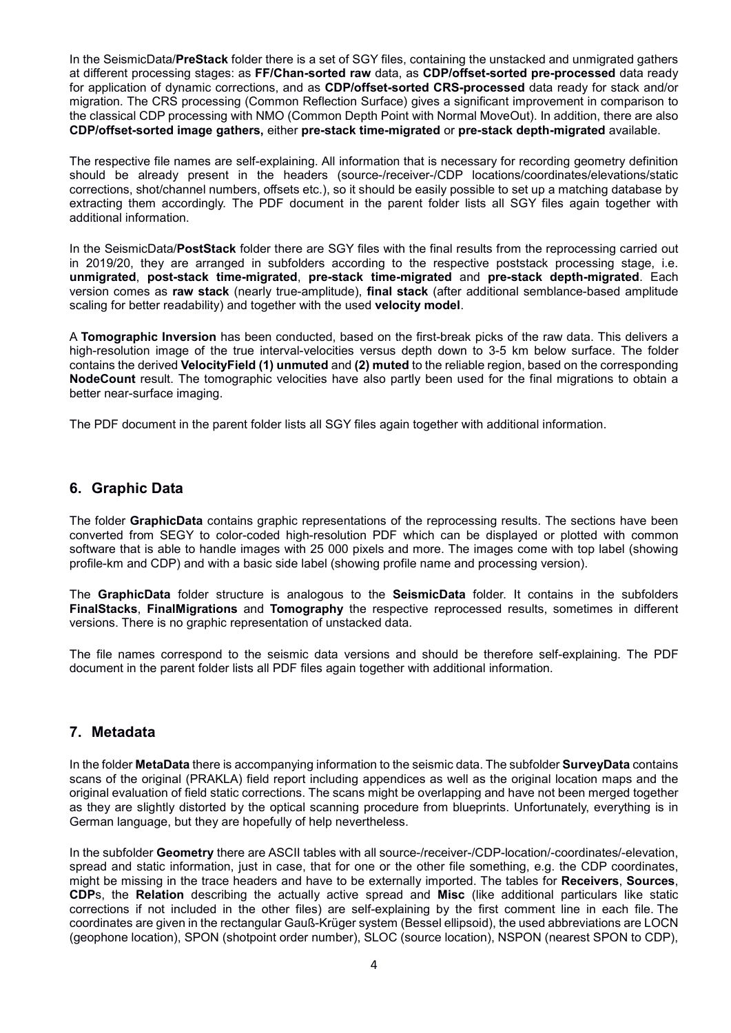In the SeismicData/**PreStack** folder there is a set of SGY files, containing the unstacked and unmigrated gathers at different processing stages: as **FF/Chan-sorted raw** data, as **CDP/offset-sorted pre-processed** data ready for application of dynamic corrections, and as **CDP/offset-sorted CRS-processed** data ready for stack and/or migration. The CRS processing (Common Reflection Surface) gives a significant improvement in comparison to the classical CDP processing with NMO (Common Depth Point with Normal MoveOut). In addition, there are also **CDP/offset-sorted image gathers,** either **pre-stack time-migrated** or **pre-stack depth-migrated** available.

The respective file names are self-explaining. All information that is necessary for recording geometry definition should be already present in the headers (source-/receiver-/CDP locations/coordinates/elevations/static corrections, shot/channel numbers, offsets etc.), so it should be easily possible to set up a matching database by extracting them accordingly. The PDF document in the parent folder lists all SGY files again together with additional information.

In the SeismicData/**PostStack** folder there are SGY files with the final results from the reprocessing carried out in 2019/20, they are arranged in subfolders according to the respective poststack processing stage, i.e. **unmigrated**, **post-stack time-migrated**, **pre-stack time-migrated** and **pre-stack depth-migrated**. Each version comes as **raw stack** (nearly true-amplitude), **final stack** (after additional semblance-based amplitude scaling for better readability) and together with the used **velocity model**.

A **Tomographic Inversion** has been conducted, based on the first-break picks of the raw data. This delivers a high-resolution image of the true interval-velocities versus depth down to 3-5 km below surface. The folder contains the derived **VelocityField (1) unmuted** and **(2) muted** to the reliable region, based on the corresponding **NodeCount** result. The tomographic velocities have also partly been used for the final migrations to obtain a better near-surface imaging.

The PDF document in the parent folder lists all SGY files again together with additional information.

## 6. Graphic Data

The folder **GraphicData** contains graphic representations of the reprocessing results. The sections have been converted from SEGY to color-coded high-resolution PDF which can be displayed or plotted with common software that is able to handle images with 25 000 pixels and more. The images come with top label (showing profile-km and CDP) and with a basic side label (showing profile name and processing version).

The **GraphicData** folder structure is analogous to the **SeismicData** folder. It contains in the subfolders **FinalStacks**, **FinalMigrations** and **Tomography** the respective reprocessed results, sometimes in different versions. There is no graphic representation of unstacked data.

The file names correspond to the seismic data versions and should be therefore self-explaining. The PDF document in the parent folder lists all PDF files again together with additional information.

## 7. Metadata

In the folder **MetaData** there is accompanying information to the seismic data. The subfolder **SurveyData** contains scans of the original (PRAKLA) field report including appendices as well as the original location maps and the original evaluation of field static corrections. The scans might be overlapping and have not been merged together as they are slightly distorted by the optical scanning procedure from blueprints. Unfortunately, everything is in German language, but they are hopefully of help nevertheless.

In the subfolder **Geometry** there are ASCII tables with all source-/receiver-/CDP-location/-coordinates/-elevation, spread and static information, just in case, that for one or the other file something, e.g. the CDP coordinates, might be missing in the trace headers and have to be externally imported. The tables for **Receivers**, **Sources**, **CDP**s, the **Relation** describing the actually active spread and **Misc** (like additional particulars like static corrections if not included in the other files) are self-explaining by the first comment line in each file. The coordinates are given in the rectangular Gauß-Krüger system (Bessel ellipsoid), the used abbreviations are LOCN (geophone location), SPON (shotpoint order number), SLOC (source location), NSPON (nearest SPON to CDP),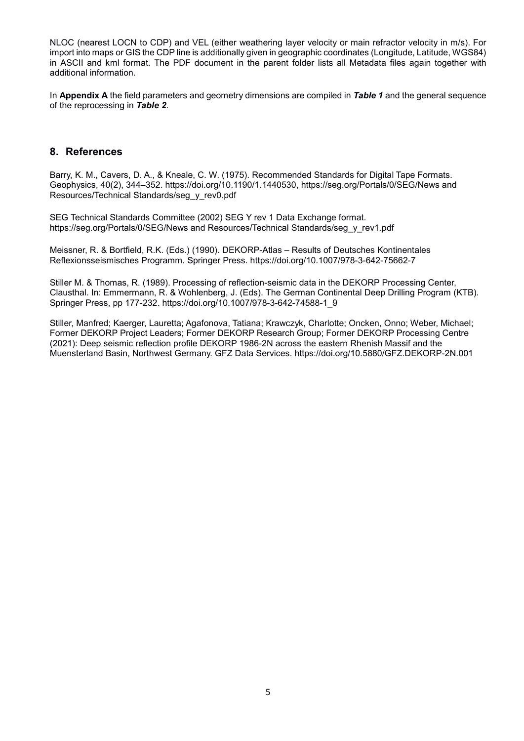NLOC (nearest LOCN to CDP) and VEL (either weathering layer velocity or main refractor velocity in m/s). For import into maps or GIS the CDP line is additionally given in geographic coordinates (Longitude, Latitude, WGS84) in ASCII and kml format. The PDF document in the parent folder lists all Metadata files again together with additional information.

In **Appendix A** the field parameters and geometry dimensions are compiled in ***Table 1*** and the general sequence of the reprocessing in ***Table 2***.

## 8. References

Barry, K. M., Cavers, D. A., & Kneale, C. W. (1975). Recommended Standards for Digital Tape Formats. Geophysics, 40(2), 344–352. https://doi.org/10.1190/1.1440530, https://seg.org/Portals/0/SEG/News and Resources/Technical Standards/seg_y_rev0.pdf

SEG Technical Standards Committee (2002) SEG Y rev 1 Data Exchange format. https://seg.org/Portals/0/SEG/News and Resources/Technical Standards/seg_y_rev1.pdf

Meissner, R. & Bortfield, R.K. (Eds.) (1990). DEKORP-Atlas – Results of Deutsches Kontinentales Reflexionsseismisches Programm. Springer Press. https://doi.org/10.1007/978-3-642-75662-7

Stiller M. & Thomas, R. (1989). Processing of reflection-seismic data in the DEKORP Processing Center, Clausthal. In: Emmermann, R. & Wohlenberg, J. (Eds). The German Continental Deep Drilling Program (KTB). Springer Press, pp 177-232. https://doi.org/10.1007/978-3-642-74588-1_9

Stiller, Manfred; Kaerger, Lauretta; Agafonova, Tatiana; Krawczyk, Charlotte; Oncken, Onno; Weber, Michael; Former DEKORP Project Leaders; Former DEKORP Research Group; Former DEKORP Processing Centre (2021): Deep seismic reflection profile DEKORP 1986-2N across the eastern Rhenish Massif and the Muensterland Basin, Northwest Germany. GFZ Data Services. https://doi.org/10.5880/GFZ.DEKORP-2N.001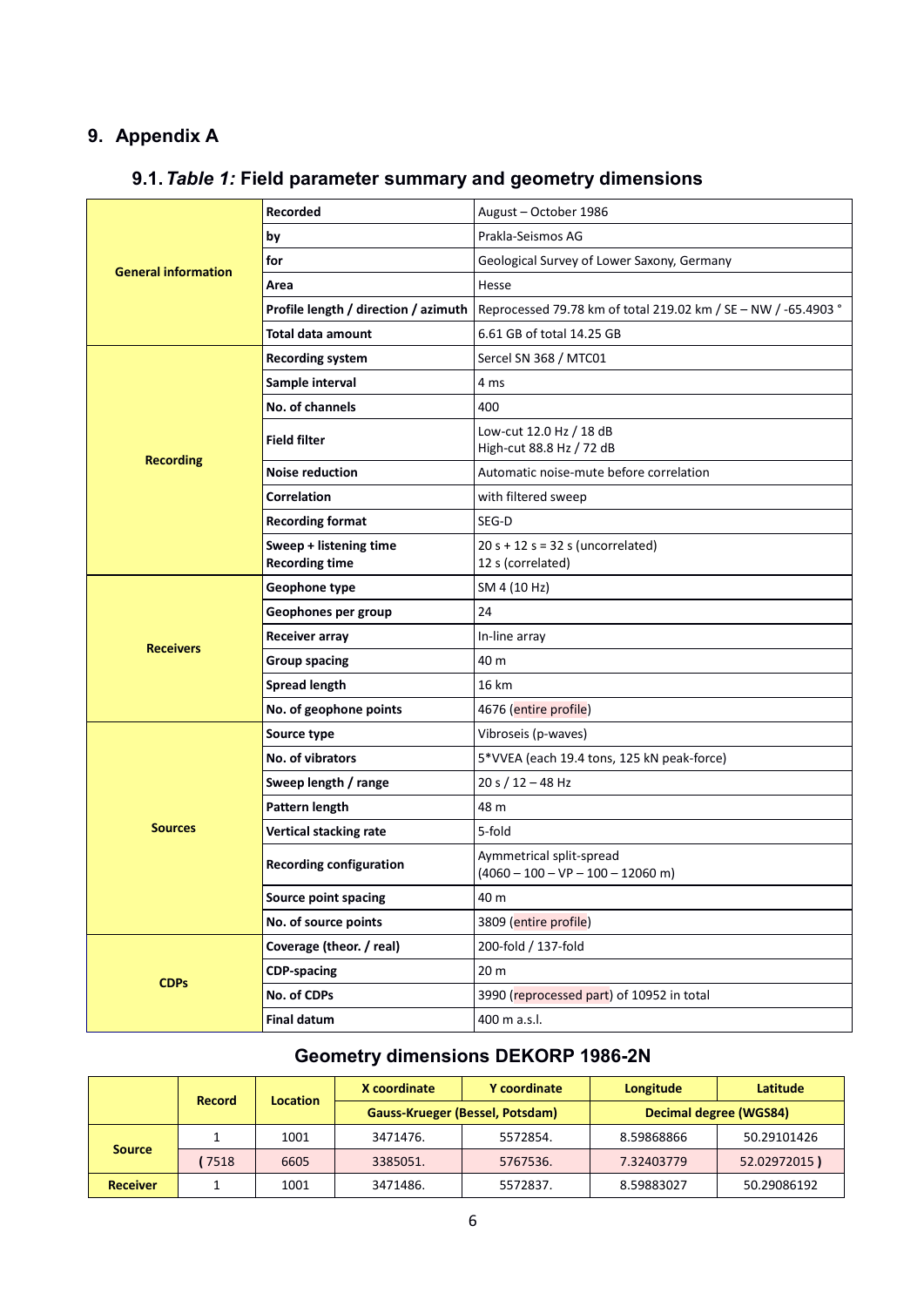# 9. Appendix A

## 9.1. *Table 1:* Field parameter summary and geometry dimensions

| | | |
|---|---|---|
| **General information** | **Recorded** | August – October 1986 |
| | **by** | Prakla-Seismos AG |
| | **for** | Geological Survey of Lower Saxony, Germany |
| | **Area** | Hesse |
| | **Profile length / direction / azimuth** | Reprocessed 79.78 km of total 219.02 km / SE – NW / -65.4903 ° |
| | **Total data amount** | 6.61 GB of total 14.25 GB |
| **Recording** | **Recording system** | Sercel SN 368 / MTC01 |
| | **Sample interval** | 4 ms |
| | **No. of channels** | 400 |
| | **Field filter** | Low-cut 12.0 Hz / 18 dB<br>High-cut 88.8 Hz / 72 dB |
| | **Noise reduction** | Automatic noise-mute before correlation |
| | **Correlation** | with filtered sweep |
| | **Recording format** | SEG-D |
| | **Sweep + listening time**<br>**Recording time** | 20 s + 12 s = 32 s (uncorrelated)<br>12 s (correlated) |
| **Receivers** | **Geophone type** | SM 4 (10 Hz) |
| | **Geophones per group** | 24 |
| | **Receiver array** | In-line array |
| | **Group spacing** | 40 m |
| | **Spread length** | 16 km |
| | **No. of geophone points** | 4676 (entire profile) |
| **Sources** | **Source type** | Vibroseis (p-waves) |
| | **No. of vibrators** | 5*VVEA (each 19.4 tons, 125 kN peak-force) |
| | **Sweep length / range** | 20 s / 12 – 48 Hz |
| | **Pattern length** | 48 m |
| | **Vertical stacking rate** | 5-fold |
| | **Recording configuration** | Aymmetrical split-spread<br>(4060 – 100 – VP – 100 – 12060 m) |
| | **Source point spacing** | 40 m |
| | **No. of source points** | 3809 (entire profile) |
| **CDPs** | **Coverage (theor. / real)** | 200-fold / 137-fold |
| | **CDP-spacing** | 20 m |
| | **No. of CDPs** | 3990 (reprocessed part) of 10952 in total |
| | **Final datum** | 400 m a.s.l. |

### Geometry dimensions DEKORP 1986-2N

| | Record | Location | X coordinate | Y coordinate | Longitude | Latitude |
|---|---|---|---|---|---|---|
| | | | Gauss-Krueger (Bessel, Potsdam) | | Decimal degree (WGS84) | |
| **Source** | 1 | 1001 | 3471476. | 5572854. | 8.59868866 | 50.29101426 |
| | ( 7518 | 6605 | 3385051. | 5767536. | 7.32403779 | 52.02972015 ) |
| **Receiver** | 1 | 1001 | 3471486. | 5572837. | 8.59883027 | 50.29086192 |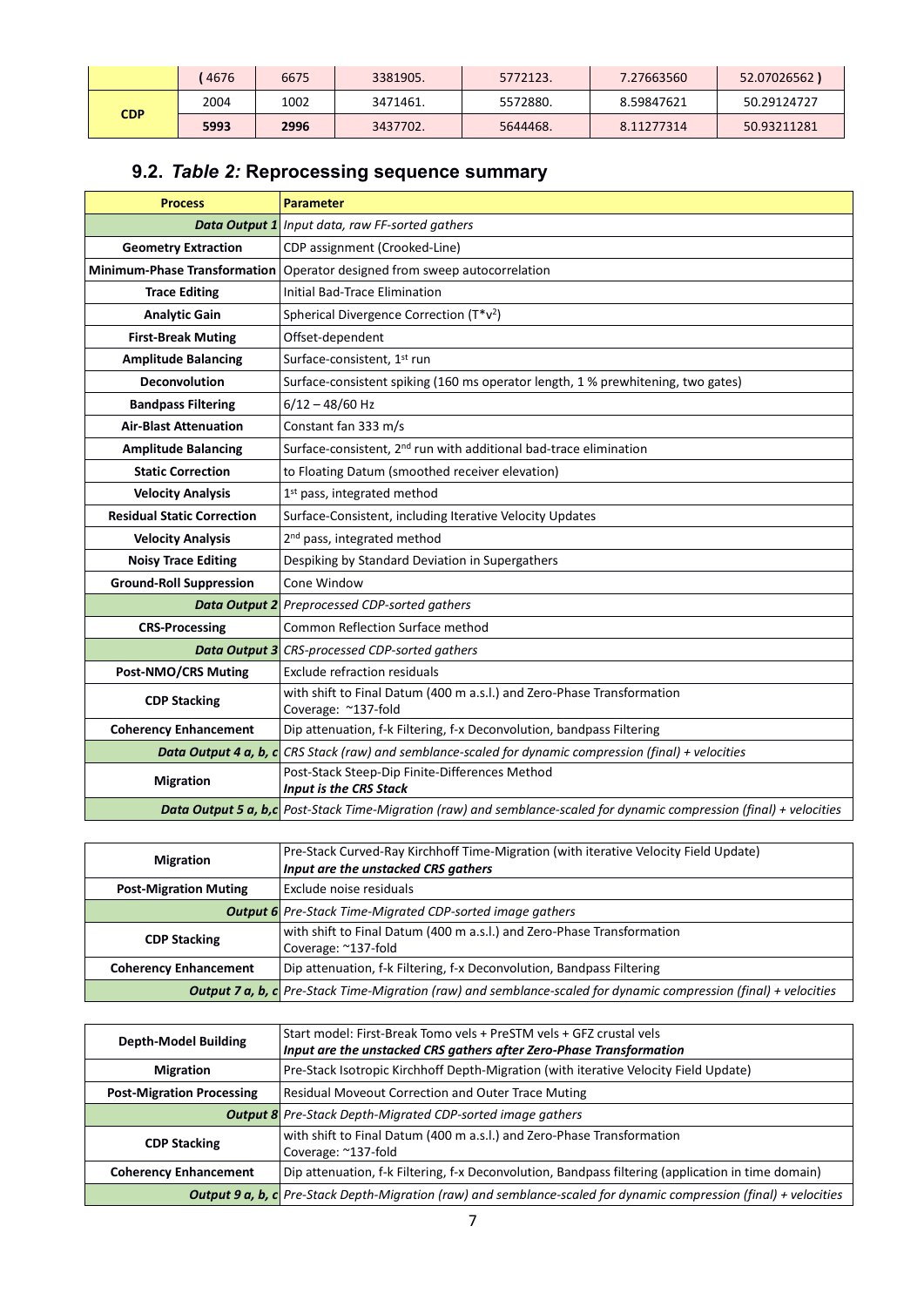| | (4676 | 6675 | 3381905. | 5772123. | 7.27663560 | 52.07026562) |
|---|---|---|---|---|---|---|
| **CDP** | 2004 | 1002 | 3471461. | 5572880. | 8.59847621 | 50.29124727 |
| | **5993** | **2996** | 3437702. | 5644468. | 8.11277314 | 50.93211281 |

## 9.2. *Table 2:* Reprocessing sequence summary

| Process | Parameter |
|---|---|
| ***Data Output 1*** | *Input data, raw FF-sorted gathers* |
| **Geometry Extraction** | CDP assignment (Crooked-Line) |
| **Minimum-Phase Transformation** | Operator designed from sweep autocorrelation |
| **Trace Editing** | Initial Bad-Trace Elimination |
| **Analytic Gain** | Spherical Divergence Correction ($T*v^2$) |
| **First-Break Muting** | Offset-dependent |
| **Amplitude Balancing** | Surface-consistent, 1st run |
| **Deconvolution** | Surface-consistent spiking (160 ms operator length, 1 % prewhitening, two gates) |
| **Bandpass Filtering** | 6/12 – 48/60 Hz |
| **Air-Blast Attenuation** | Constant fan 333 m/s |
| **Amplitude Balancing** | Surface-consistent, 2nd run with additional bad-trace elimination |
| **Static Correction** | to Floating Datum (smoothed receiver elevation) |
| **Velocity Analysis** | 1st pass, integrated method |
| **Residual Static Correction** | Surface-Consistent, including Iterative Velocity Updates |
| **Velocity Analysis** | 2nd pass, integrated method |
| **Noisy Trace Editing** | Despiking by Standard Deviation in Supergathers |
| **Ground-Roll Suppression** | Cone Window |
| ***Data Output 2*** | *Preprocessed CDP-sorted gathers* |
| **CRS-Processing** | Common Reflection Surface method |
| ***Data Output 3*** | *CRS-processed CDP-sorted gathers* |
| **Post-NMO/CRS Muting** | Exclude refraction residuals |
| **CDP Stacking** | with shift to Final Datum (400 m a.s.l.) and Zero-Phase Transformation<br>Coverage: ~137-fold |
| **Coherency Enhancement** | Dip attenuation, f-k Filtering, f-x Deconvolution, bandpass Filtering |
| ***Data Output 4 a, b, c*** | *CRS Stack (raw) and semblance-scaled for dynamic compression (final) + velocities* |
| **Migration** | Post-Stack Steep-Dip Finite-Differences Method<br>***Input is the CRS Stack*** |
| ***Data Output 5 a, b,c*** | *Post-Stack Time-Migration (raw) and semblance-scaled for dynamic compression (final) + velocities* |

| Process | Parameter |
|---|---|
| **Migration** | Pre-Stack Curved-Ray Kirchhoff Time-Migration (with iterative Velocity Field Update)<br>***Input are the unstacked CRS gathers*** |
| **Post-Migration Muting** | Exclude noise residuals |
| ***Output 6*** | *Pre-Stack Time-Migrated CDP-sorted image gathers* |
| **CDP Stacking** | with shift to Final Datum (400 m a.s.l.) and Zero-Phase Transformation<br>Coverage: ~137-fold |
| **Coherency Enhancement** | Dip attenuation, f-k Filtering, f-x Deconvolution, Bandpass Filtering |
| ***Output 7 a, b, c*** | *Pre-Stack Time-Migration (raw) and semblance-scaled for dynamic compression (final) + velocities* |

| Process | Parameter |
|---|---|
| **Depth-Model Building** | Start model: First-Break Tomo vels + PreSTM vels + GFZ crustal vels<br>***Input are the unstacked CRS gathers after Zero-Phase Transformation*** |
| **Migration** | Pre-Stack Isotropic Kirchhoff Depth-Migration (with iterative Velocity Field Update) |
| **Post-Migration Processing** | Residual Moveout Correction and Outer Trace Muting |
| ***Output 8*** | *Pre-Stack Depth-Migrated CDP-sorted image gathers* |
| **CDP Stacking** | with shift to Final Datum (400 m a.s.l.) and Zero-Phase Transformation<br>Coverage: ~137-fold |
| **Coherency Enhancement** | Dip attenuation, f-k Filtering, f-x Deconvolution, Bandpass filtering (application in time domain) |
| ***Output 9 a, b, c*** | *Pre-Stack Depth-Migration (raw) and semblance-scaled for dynamic compression (final) + velocities* |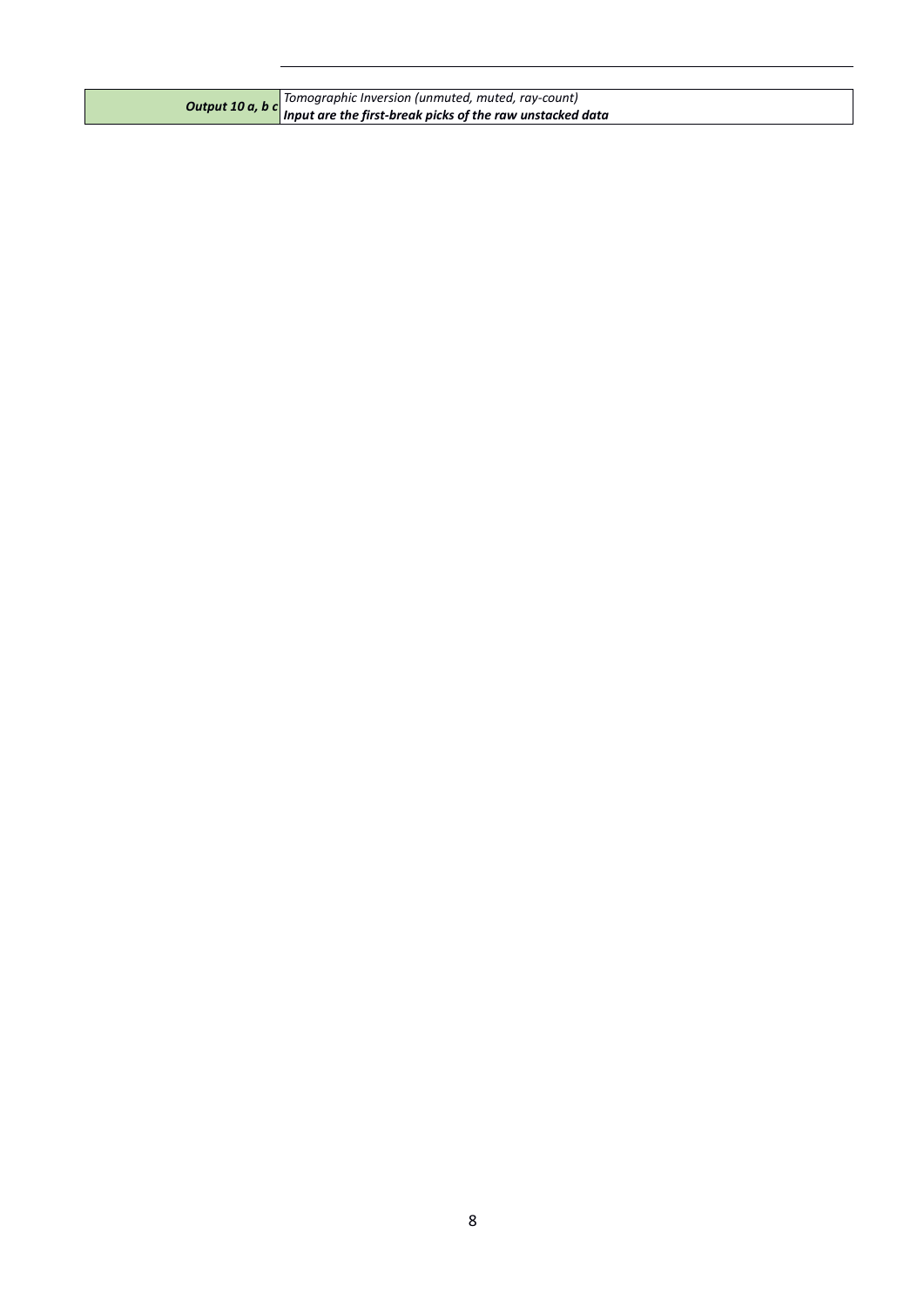| | |
|---|---|
| ***Output 10 a, b c*** | *Tomographic Inversion (unmuted, muted, ray-count)*<br>***Input are the first-break picks of the raw unstacked data*** |